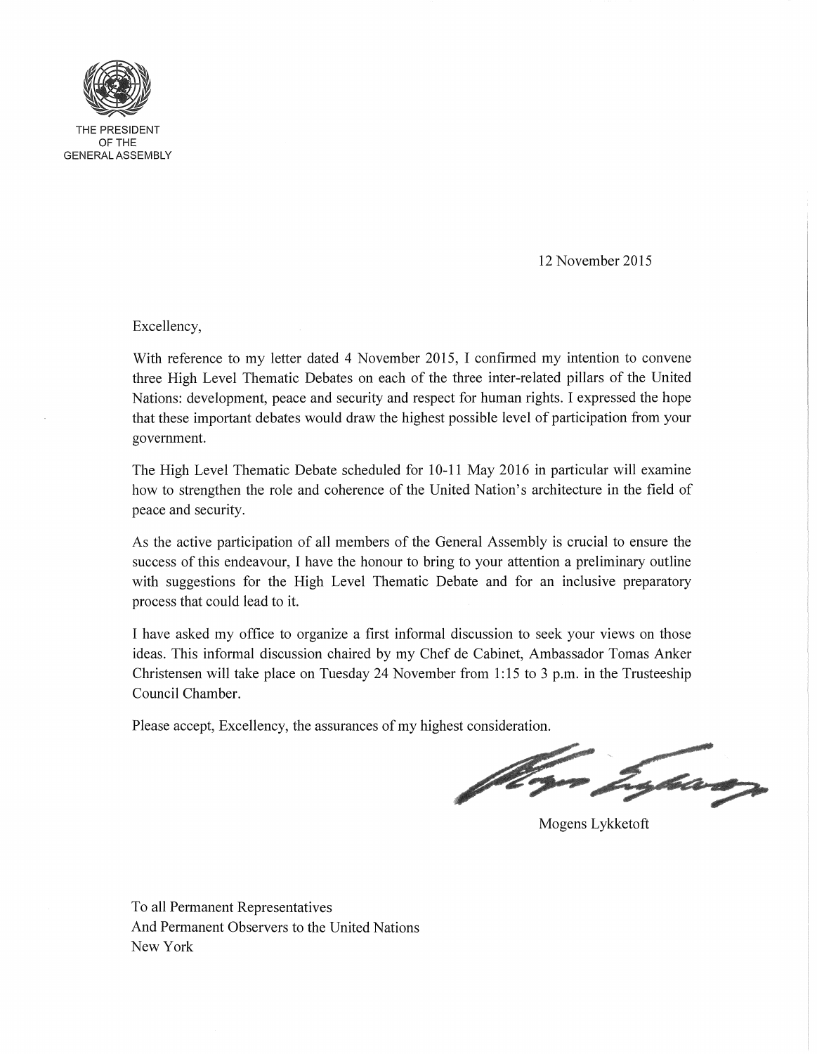THE PRESIDENT
OF THE
GENERAL ASSEMBLY

12 November 2015

Excellency,

With reference to my letter dated 4 November 2015, I confirmed my intention to convene three High Level Thematic Debates on each of the three inter-related pillars of the United Nations: development, peace and security and respect for human rights. I expressed the hope that these important debates would draw the highest possible level of participation from your government.

The High Level Thematic Debate scheduled for 10-11 May 2016 in particular will examine how to strengthen the role and coherence of the United Nation's architecture in the field of peace and security.

As the active participation of all members of the General Assembly is crucial to ensure the success of this endeavour, I have the honour to bring to your attention a preliminary outline with suggestions for the High Level Thematic Debate and for an inclusive preparatory process that could lead to it.

I have asked my office to organize a first informal discussion to seek your views on those ideas. This informal discussion chaired by my Chef de Cabinet, Ambassador Tomas Anker Christensen will take place on Tuesday 24 November from 1:15 to 3 p.m. in the Trusteeship Council Chamber.

Please accept, Excellency, the assurances of my highest consideration.

Mogens Lykketoft

To all Permanent Representatives
And Permanent Observers to the United Nations
New York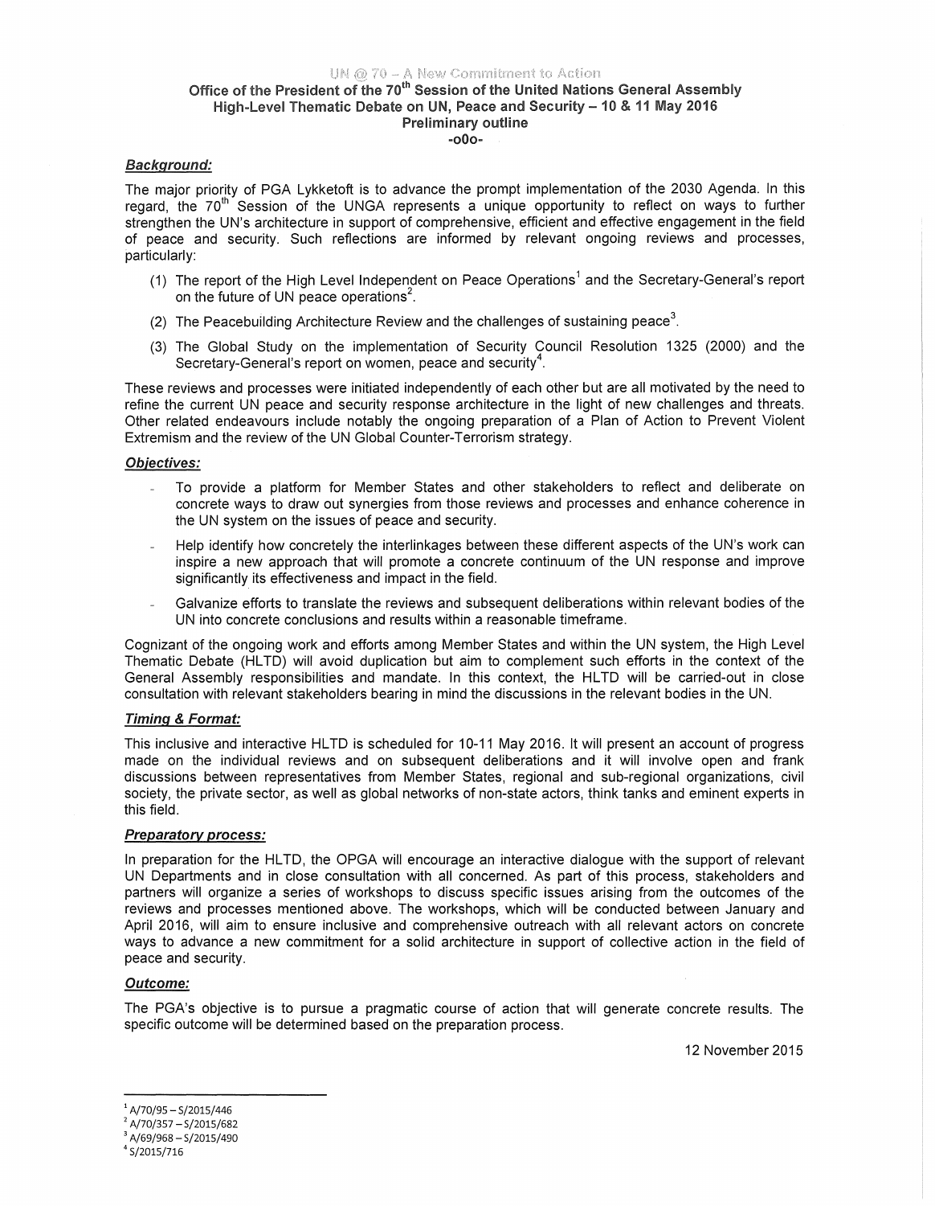UN @ 70 – A New Commitment to Action

**Office of the President of the 70th Session of the United Nations General Assembly**
**High-Level Thematic Debate on UN, Peace and Security – 10 & 11 May 2016**
**Preliminary outline**
**-o0o-**

### ***Background:***

The major priority of PGA Lykketoft is to advance the prompt implementation of the 2030 Agenda. In this regard, the 70th Session of the UNGA represents a unique opportunity to reflect on ways to further strengthen the UN's architecture in support of comprehensive, efficient and effective engagement in the field of peace and security. Such reflections are informed by relevant ongoing reviews and processes, particularly:

(1) The report of the High Level Independent on Peace Operations[1] and the Secretary-General's report on the future of UN peace operations[2].

(2) The Peacebuilding Architecture Review and the challenges of sustaining peace[3].

(3) The Global Study on the implementation of Security Council Resolution 1325 (2000) and the Secretary-General's report on women, peace and security[4].

These reviews and processes were initiated independently of each other but are all motivated by the need to refine the current UN peace and security response architecture in the light of new challenges and threats. Other related endeavours include notably the ongoing preparation of a Plan of Action to Prevent Violent Extremism and the review of the UN Global Counter-Terrorism strategy.

### ***Objectives:***

- To provide a platform for Member States and other stakeholders to reflect and deliberate on concrete ways to draw out synergies from those reviews and processes and enhance coherence in the UN system on the issues of peace and security.
- Help identify how concretely the interlinkages between these different aspects of the UN's work can inspire a new approach that will promote a concrete continuum of the UN response and improve significantly its effectiveness and impact in the field.
- Galvanize efforts to translate the reviews and subsequent deliberations within relevant bodies of the UN into concrete conclusions and results within a reasonable timeframe.

Cognizant of the ongoing work and efforts among Member States and within the UN system, the High Level Thematic Debate (HLTD) will avoid duplication but aim to complement such efforts in the context of the General Assembly responsibilities and mandate. In this context, the HLTD will be carried-out in close consultation with relevant stakeholders bearing in mind the discussions in the relevant bodies in the UN.

### ***Timing & Format:***

This inclusive and interactive HLTD is scheduled for 10-11 May 2016. It will present an account of progress made on the individual reviews and on subsequent deliberations and it will involve open and frank discussions between representatives from Member States, regional and sub-regional organizations, civil society, the private sector, as well as global networks of non-state actors, think tanks and eminent experts in this field.

### ***Preparatory process:***

In preparation for the HLTD, the OPGA will encourage an interactive dialogue with the support of relevant UN Departments and in close consultation with all concerned. As part of this process, stakeholders and partners will organize a series of workshops to discuss specific issues arising from the outcomes of the reviews and processes mentioned above. The workshops, which will be conducted between January and April 2016, will aim to ensure inclusive and comprehensive outreach with all relevant actors on concrete ways to advance a new commitment for a solid architecture in support of collective action in the field of peace and security.

### ***Outcome:***

The PGA's objective is to pursue a pragmatic course of action that will generate concrete results. The specific outcome will be determined based on the preparation process.

12 November 2015

---

[1] A/70/95 – S/2015/446
[2] A/70/357 – S/2015/682
[3] A/69/968 – S/2015/490
[4] S/2015/716